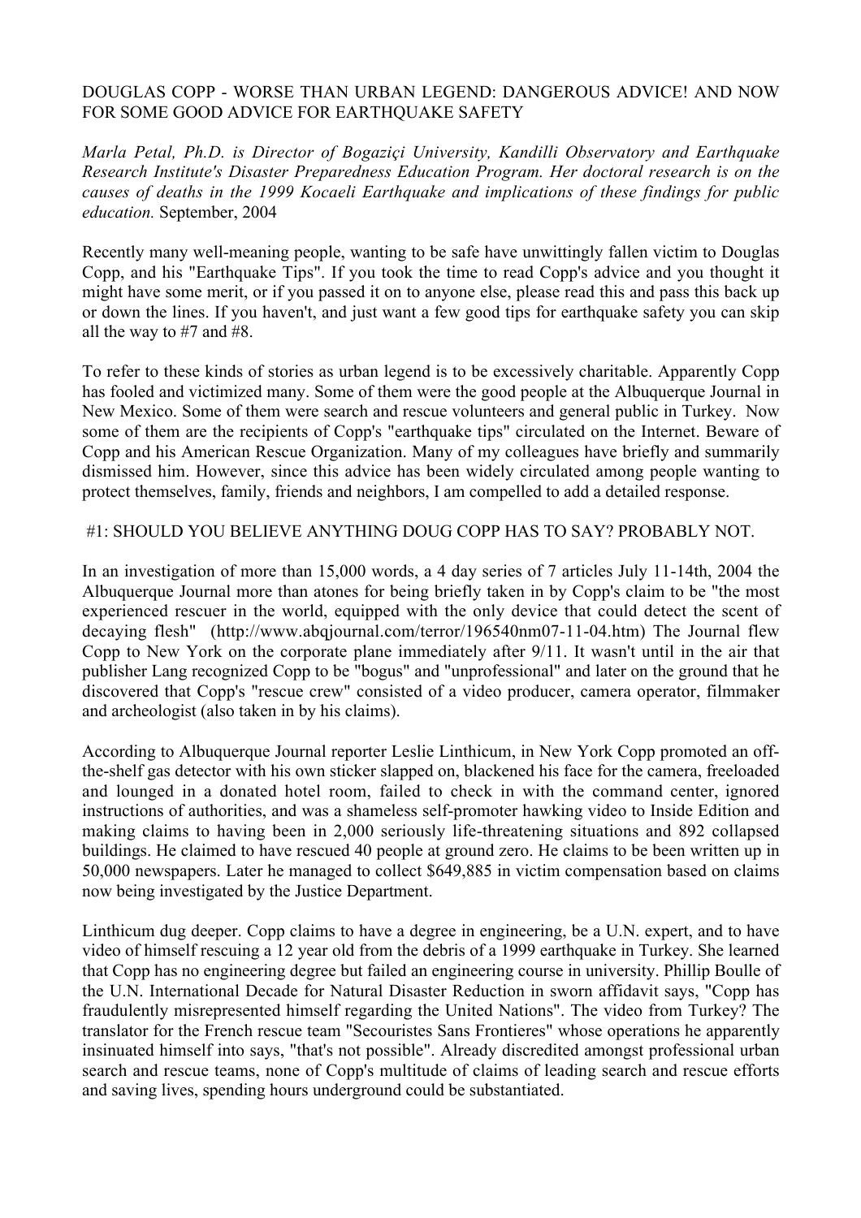# DOUGLAS COPP - WORSE THAN URBAN LEGEND: DANGEROUS ADVICE! AND NOW FOR SOME GOOD ADVICE FOR EARTHQUAKE SAFETY

*Marla Petal, Ph.D. is Director of Bogaziçi University, Kandilli Observatory and Earthquake Research Institute's Disaster Preparedness Education Program. Her doctoral research is on the causes of deaths in the 1999 Kocaeli Earthquake and implications of these findings for public education.* September, 2004

Recently many well-meaning people, wanting to be safe have unwittingly fallen victim to Douglas Copp, and his "Earthquake Tips". If you took the time to read Copp's advice and you thought it might have some merit, or if you passed it on to anyone else, please read this and pass this back up or down the lines. If you haven't, and just want a few good tips for earthquake safety you can skip all the way to #7 and #8.

To refer to these kinds of stories as urban legend is to be excessively charitable. Apparently Copp has fooled and victimized many. Some of them were the good people at the Albuquerque Journal in New Mexico. Some of them were search and rescue volunteers and general public in Turkey. Now some of them are the recipients of Copp's "earthquake tips" circulated on the Internet. Beware of Copp and his American Rescue Organization. Many of my colleagues have briefly and summarily dismissed him. However, since this advice has been widely circulated among people wanting to protect themselves, family, friends and neighbors, I am compelled to add a detailed response.

## #1: SHOULD YOU BELIEVE ANYTHING DOUG COPP HAS TO SAY? PROBABLY NOT.

In an investigation of more than 15,000 words, a 4 day series of 7 articles July 11-14th, 2004 the Albuquerque Journal more than atones for being briefly taken in by Copp's claim to be "the most experienced rescuer in the world, equipped with the only device that could detect the scent of decaying flesh" (http://www.abqjournal.com/terror/196540nm07-11-04.htm) The Journal flew Copp to New York on the corporate plane immediately after 9/11. It wasn't until in the air that publisher Lang recognized Copp to be "bogus" and "unprofessional" and later on the ground that he discovered that Copp's "rescue crew" consisted of a video producer, camera operator, filmmaker and archeologist (also taken in by his claims).

According to Albuquerque Journal reporter Leslie Linthicum, in New York Copp promoted an off-the-shelf gas detector with his own sticker slapped on, blackened his face for the camera, freeloaded and lounged in a donated hotel room, failed to check in with the command center, ignored instructions of authorities, and was a shameless self-promoter hawking video to Inside Edition and making claims to having been in 2,000 seriously life-threatening situations and 892 collapsed buildings. He claimed to have rescued 40 people at ground zero. He claims to be been written up in 50,000 newspapers. Later he managed to collect $649,885 in victim compensation based on claims now being investigated by the Justice Department.

Linthicum dug deeper. Copp claims to have a degree in engineering, be a U.N. expert, and to have video of himself rescuing a 12 year old from the debris of a 1999 earthquake in Turkey. She learned that Copp has no engineering degree but failed an engineering course in university. Phillip Boulle of the U.N. International Decade for Natural Disaster Reduction in sworn affidavit says, "Copp has fraudulently misrepresented himself regarding the United Nations". The video from Turkey? The translator for the French rescue team "Secouristes Sans Frontieres" whose operations he apparently insinuated himself into says, "that's not possible". Already discredited amongst professional urban search and rescue teams, none of Copp's multitude of claims of leading search and rescue efforts and saving lives, spending hours underground could be substantiated.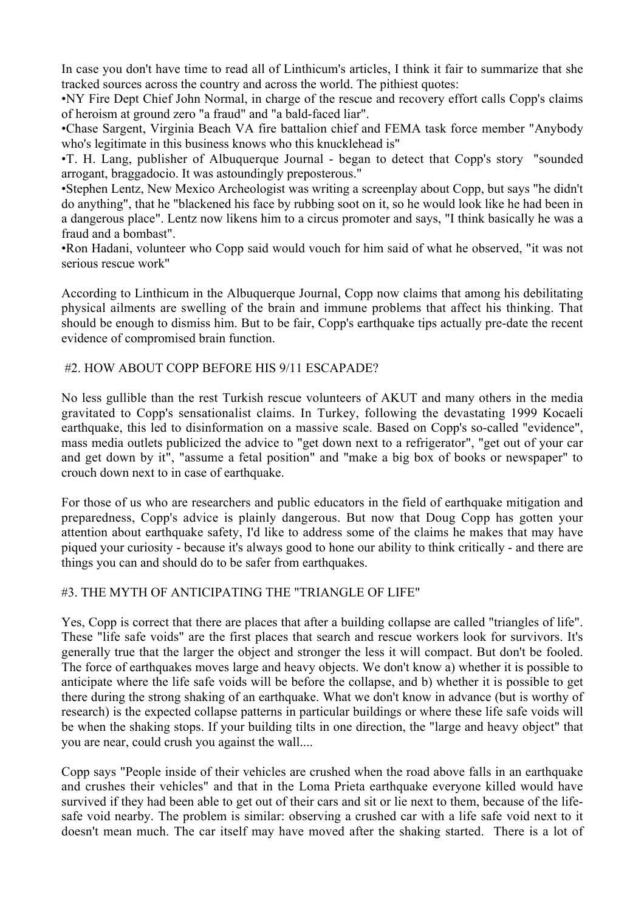In case you don't have time to read all of Linthicum's articles, I think it fair to summarize that she tracked sources across the country and across the world. The pithiest quotes:

- NY Fire Dept Chief John Normal, in charge of the rescue and recovery effort calls Copp's claims of heroism at ground zero "a fraud" and "a bald-faced liar".
- Chase Sargent, Virginia Beach VA fire battalion chief and FEMA task force member "Anybody who's legitimate in this business knows who this knucklehead is"
- T. H. Lang, publisher of Albuquerque Journal - began to detect that Copp's story "sounded arrogant, braggadocio. It was astoundingly preposterous."
- Stephen Lentz, New Mexico Archeologist was writing a screenplay about Copp, but says "he didn't do anything", that he "blackened his face by rubbing soot on it, so he would look like he had been in a dangerous place". Lentz now likens him to a circus promoter and says, "I think basically he was a fraud and a bombast".
- Ron Hadani, volunteer who Copp said would vouch for him said of what he observed, "it was not serious rescue work"

According to Linthicum in the Albuquerque Journal, Copp now claims that among his debilitating physical ailments are swelling of the brain and immune problems that affect his thinking. That should be enough to dismiss him. But to be fair, Copp's earthquake tips actually pre-date the recent evidence of compromised brain function.

## #2. HOW ABOUT COPP BEFORE HIS 9/11 ESCAPADE?

No less gullible than the rest Turkish rescue volunteers of AKUT and many others in the media gravitated to Copp's sensationalist claims. In Turkey, following the devastating 1999 Kocaeli earthquake, this led to disinformation on a massive scale. Based on Copp's so-called "evidence", mass media outlets publicized the advice to "get down next to a refrigerator", "get out of your car and get down by it", "assume a fetal position" and "make a big box of books or newspaper" to crouch down next to in case of earthquake.

For those of us who are researchers and public educators in the field of earthquake mitigation and preparedness, Copp's advice is plainly dangerous. But now that Doug Copp has gotten your attention about earthquake safety, I'd like to address some of the claims he makes that may have piqued your curiosity - because it's always good to hone our ability to think critically - and there are things you can and should do to be safer from earthquakes.

## #3. THE MYTH OF ANTICIPATING THE "TRIANGLE OF LIFE"

Yes, Copp is correct that there are places that after a building collapse are called "triangles of life". These "life safe voids" are the first places that search and rescue workers look for survivors. It's generally true that the larger the object and stronger the less it will compact. But don't be fooled. The force of earthquakes moves large and heavy objects. We don't know a) whether it is possible to anticipate where the life safe voids will be before the collapse, and b) whether it is possible to get there during the strong shaking of an earthquake. What we don't know in advance (but is worthy of research) is the expected collapse patterns in particular buildings or where these life safe voids will be when the shaking stops. If your building tilts in one direction, the "large and heavy object" that you are near, could crush you against the wall....

Copp says "People inside of their vehicles are crushed when the road above falls in an earthquake and crushes their vehicles" and that in the Loma Prieta earthquake everyone killed would have survived if they had been able to get out of their cars and sit or lie next to them, because of the life-safe void nearby. The problem is similar: observing a crushed car with a life safe void next to it doesn't mean much. The car itself may have moved after the shaking started. There is a lot of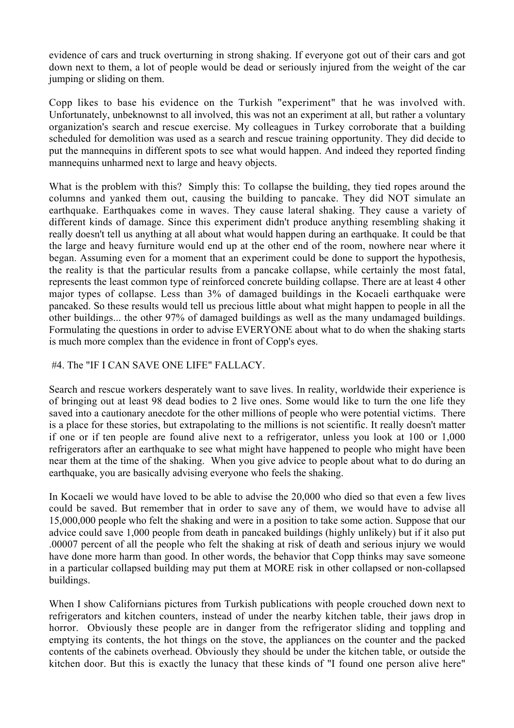evidence of cars and truck overturning in strong shaking. If everyone got out of their cars and got down next to them, a lot of people would be dead or seriously injured from the weight of the car jumping or sliding on them.

Copp likes to base his evidence on the Turkish "experiment" that he was involved with. Unfortunately, unbeknownst to all involved, this was not an experiment at all, but rather a voluntary organization's search and rescue exercise. My colleagues in Turkey corroborate that a building scheduled for demolition was used as a search and rescue training opportunity. They did decide to put the mannequins in different spots to see what would happen. And indeed they reported finding mannequins unharmed next to large and heavy objects.

What is the problem with this? Simply this: To collapse the building, they tied ropes around the columns and yanked them out, causing the building to pancake. They did NOT simulate an earthquake. Earthquakes come in waves. They cause lateral shaking. They cause a variety of different kinds of damage. Since this experiment didn't produce anything resembling shaking it really doesn't tell us anything at all about what would happen during an earthquake. It could be that the large and heavy furniture would end up at the other end of the room, nowhere near where it began. Assuming even for a moment that an experiment could be done to support the hypothesis, the reality is that the particular results from a pancake collapse, while certainly the most fatal, represents the least common type of reinforced concrete building collapse. There are at least 4 other major types of collapse. Less than 3% of damaged buildings in the Kocaeli earthquake were pancaked. So these results would tell us precious little about what might happen to people in all the other buildings... the other 97% of damaged buildings as well as the many undamaged buildings. Formulating the questions in order to advise EVERYONE about what to do when the shaking starts is much more complex than the evidence in front of Copp's eyes.

#4. The "IF I CAN SAVE ONE LIFE" FALLACY.

Search and rescue workers desperately want to save lives. In reality, worldwide their experience is of bringing out at least 98 dead bodies to 2 live ones. Some would like to turn the one life they saved into a cautionary anecdote for the other millions of people who were potential victims. There is a place for these stories, but extrapolating to the millions is not scientific. It really doesn't matter if one or if ten people are found alive next to a refrigerator, unless you look at 100 or 1,000 refrigerators after an earthquake to see what might have happened to people who might have been near them at the time of the shaking. When you give advice to people about what to do during an earthquake, you are basically advising everyone who feels the shaking.

In Kocaeli we would have loved to be able to advise the 20,000 who died so that even a few lives could be saved. But remember that in order to save any of them, we would have to advise all 15,000,000 people who felt the shaking and were in a position to take some action. Suppose that our advice could save 1,000 people from death in pancaked buildings (highly unlikely) but if it also put .00007 percent of all the people who felt the shaking at risk of death and serious injury we would have done more harm than good. In other words, the behavior that Copp thinks may save someone in a particular collapsed building may put them at MORE risk in other collapsed or non-collapsed buildings.

When I show Californians pictures from Turkish publications with people crouched down next to refrigerators and kitchen counters, instead of under the nearby kitchen table, their jaws drop in horror. Obviously these people are in danger from the refrigerator sliding and toppling and emptying its contents, the hot things on the stove, the appliances on the counter and the packed contents of the cabinets overhead. Obviously they should be under the kitchen table, or outside the kitchen door. But this is exactly the lunacy that these kinds of "I found one person alive here"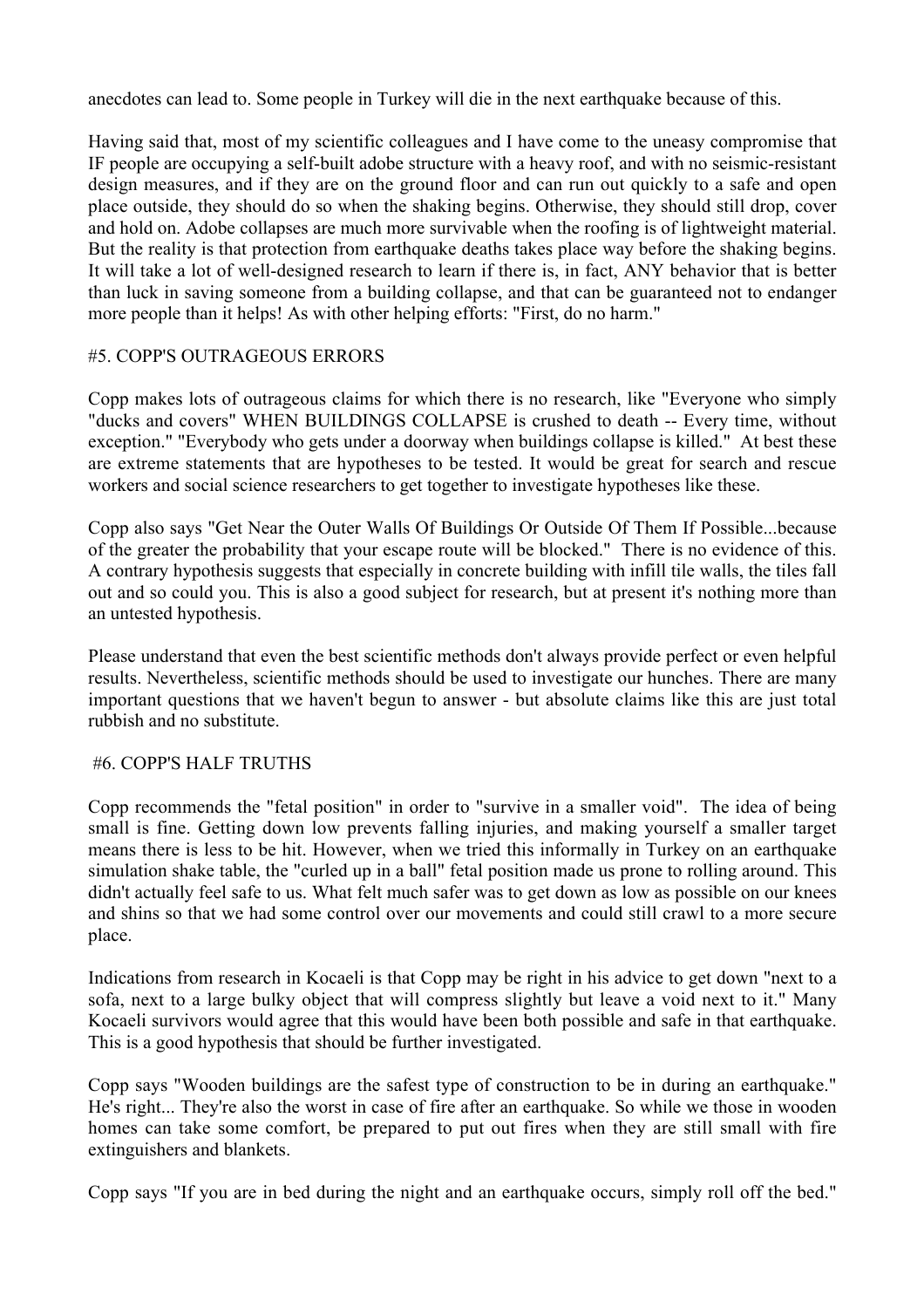anecdotes can lead to. Some people in Turkey will die in the next earthquake because of this.

Having said that, most of my scientific colleagues and I have come to the uneasy compromise that IF people are occupying a self-built adobe structure with a heavy roof, and with no seismic-resistant design measures, and if they are on the ground floor and can run out quickly to a safe and open place outside, they should do so when the shaking begins. Otherwise, they should still drop, cover and hold on. Adobe collapses are much more survivable when the roofing is of lightweight material. But the reality is that protection from earthquake deaths takes place way before the shaking begins. It will take a lot of well-designed research to learn if there is, in fact, ANY behavior that is better than luck in saving someone from a building collapse, and that can be guaranteed not to endanger more people than it helps! As with other helping efforts: "First, do no harm."

## #5. COPP'S OUTRAGEOUS ERRORS

Copp makes lots of outrageous claims for which there is no research, like "Everyone who simply "ducks and covers" WHEN BUILDINGS COLLAPSE is crushed to death -- Every time, without exception." "Everybody who gets under a doorway when buildings collapse is killed." At best these are extreme statements that are hypotheses to be tested. It would be great for search and rescue workers and social science researchers to get together to investigate hypotheses like these.

Copp also says "Get Near the Outer Walls Of Buildings Or Outside Of Them If Possible...because of the greater the probability that your escape route will be blocked." There is no evidence of this. A contrary hypothesis suggests that especially in concrete building with infill tile walls, the tiles fall out and so could you. This is also a good subject for research, but at present it's nothing more than an untested hypothesis.

Please understand that even the best scientific methods don't always provide perfect or even helpful results. Nevertheless, scientific methods should be used to investigate our hunches. There are many important questions that we haven't begun to answer - but absolute claims like this are just total rubbish and no substitute.

## #6. COPP'S HALF TRUTHS

Copp recommends the "fetal position" in order to "survive in a smaller void". The idea of being small is fine. Getting down low prevents falling injuries, and making yourself a smaller target means there is less to be hit. However, when we tried this informally in Turkey on an earthquake simulation shake table, the "curled up in a ball" fetal position made us prone to rolling around. This didn't actually feel safe to us. What felt much safer was to get down as low as possible on our knees and shins so that we had some control over our movements and could still crawl to a more secure place.

Indications from research in Kocaeli is that Copp may be right in his advice to get down "next to a sofa, next to a large bulky object that will compress slightly but leave a void next to it." Many Kocaeli survivors would agree that this would have been both possible and safe in that earthquake. This is a good hypothesis that should be further investigated.

Copp says "Wooden buildings are the safest type of construction to be in during an earthquake." He's right... They're also the worst in case of fire after an earthquake. So while we those in wooden homes can take some comfort, be prepared to put out fires when they are still small with fire extinguishers and blankets.

Copp says "If you are in bed during the night and an earthquake occurs, simply roll off the bed."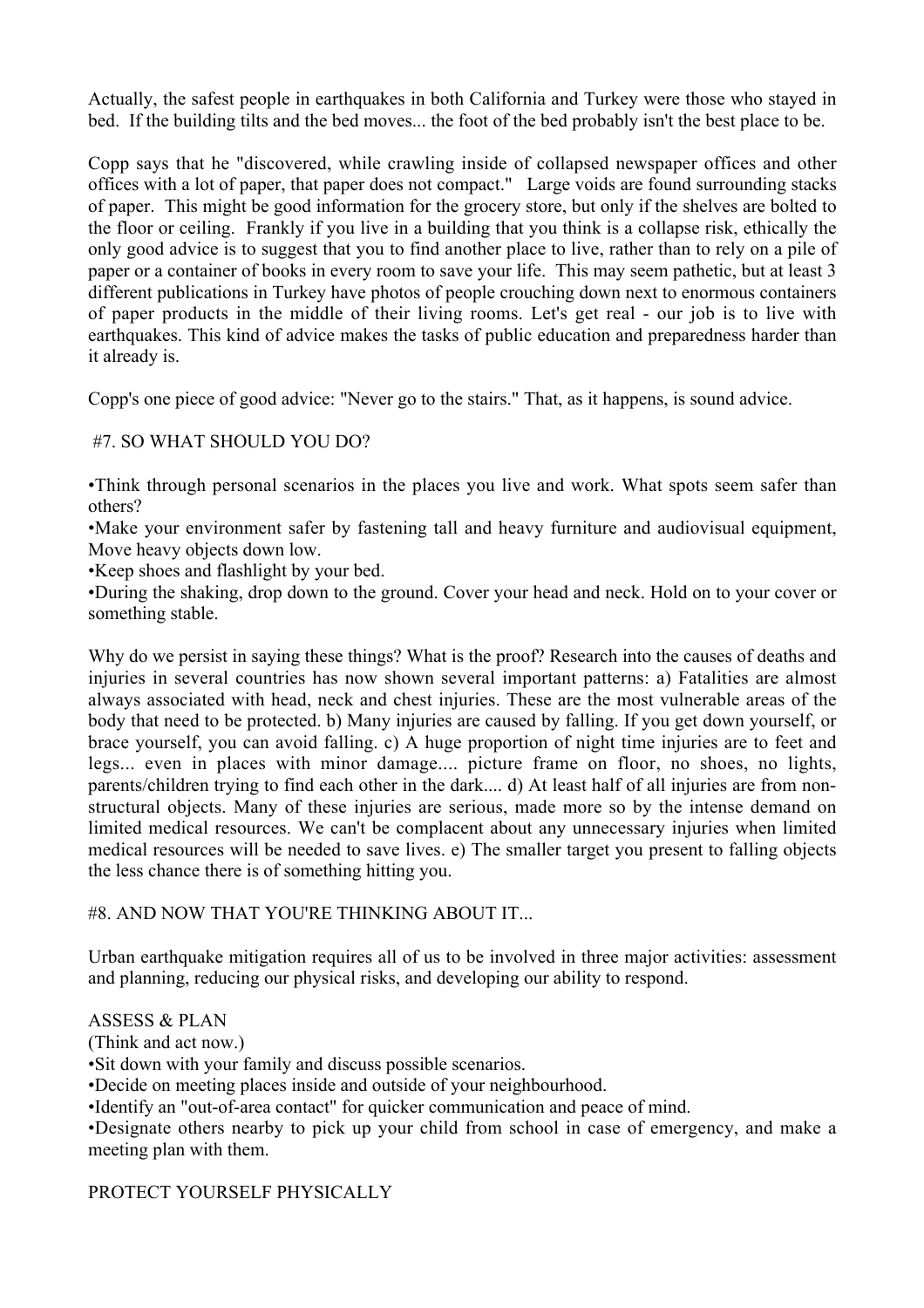Actually, the safest people in earthquakes in both California and Turkey were those who stayed in bed. If the building tilts and the bed moves... the foot of the bed probably isn't the best place to be.

Copp says that he "discovered, while crawling inside of collapsed newspaper offices and other offices with a lot of paper, that paper does not compact." Large voids are found surrounding stacks of paper. This might be good information for the grocery store, but only if the shelves are bolted to the floor or ceiling. Frankly if you live in a building that you think is a collapse risk, ethically the only good advice is to suggest that you to find another place to live, rather than to rely on a pile of paper or a container of books in every room to save your life. This may seem pathetic, but at least 3 different publications in Turkey have photos of people crouching down next to enormous containers of paper products in the middle of their living rooms. Let's get real - our job is to live with earthquakes. This kind of advice makes the tasks of public education and preparedness harder than it already is.

Copp's one piece of good advice: "Never go to the stairs." That, as it happens, is sound advice.

## #7. SO WHAT SHOULD YOU DO?

•Think through personal scenarios in the places you live and work. What spots seem safer than others?
•Make your environment safer by fastening tall and heavy furniture and audiovisual equipment, Move heavy objects down low.
•Keep shoes and flashlight by your bed.
•During the shaking, drop down to the ground. Cover your head and neck. Hold on to your cover or something stable.

Why do we persist in saying these things? What is the proof? Research into the causes of deaths and injuries in several countries has now shown several important patterns: a) Fatalities are almost always associated with head, neck and chest injuries. These are the most vulnerable areas of the body that need to be protected. b) Many injuries are caused by falling. If you get down yourself, or brace yourself, you can avoid falling. c) A huge proportion of night time injuries are to feet and legs... even in places with minor damage.... picture frame on floor, no shoes, no lights, parents/children trying to find each other in the dark.... d) At least half of all injuries are from non-structural objects. Many of these injuries are serious, made more so by the intense demand on limited medical resources. We can't be complacent about any unnecessary injuries when limited medical resources will be needed to save lives. e) The smaller target you present to falling objects the less chance there is of something hitting you.

## #8. AND NOW THAT YOU'RE THINKING ABOUT IT...

Urban earthquake mitigation requires all of us to be involved in three major activities: assessment and planning, reducing our physical risks, and developing our ability to respond.

### ASSESS & PLAN

(Think and act now.)
•Sit down with your family and discuss possible scenarios.
•Decide on meeting places inside and outside of your neighbourhood.
•Identify an "out-of-area contact" for quicker communication and peace of mind.
•Designate others nearby to pick up your child from school in case of emergency, and make a meeting plan with them.

### PROTECT YOURSELF PHYSICALLY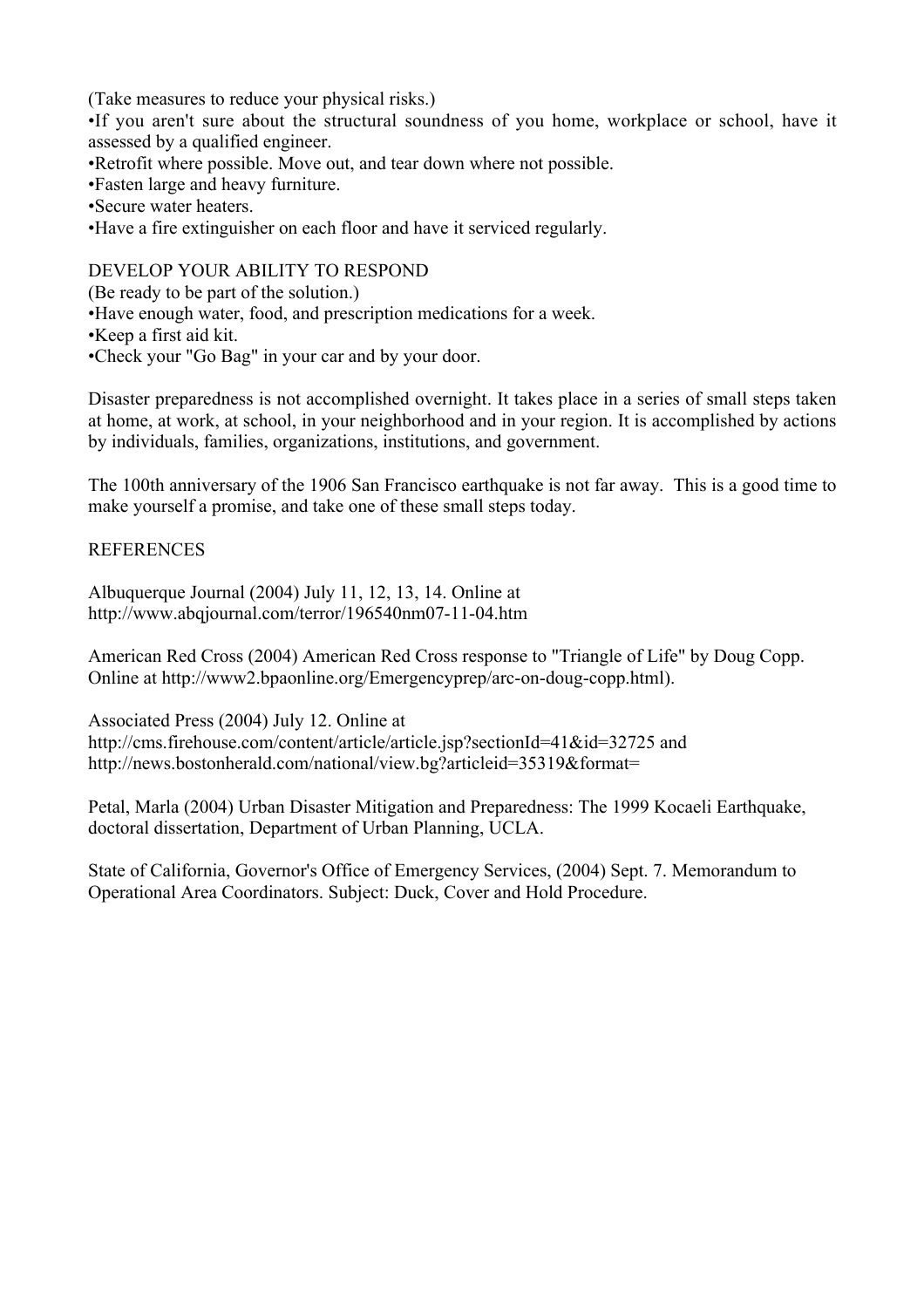(Take measures to reduce your physical risks.)

•If you aren't sure about the structural soundness of you home, workplace or school, have it assessed by a qualified engineer.
•Retrofit where possible. Move out, and tear down where not possible.
•Fasten large and heavy furniture.
•Secure water heaters.
•Have a fire extinguisher on each floor and have it serviced regularly.

DEVELOP YOUR ABILITY TO RESPOND

(Be ready to be part of the solution.)

•Have enough water, food, and prescription medications for a week.
•Keep a first aid kit.
•Check your "Go Bag" in your car and by your door.

Disaster preparedness is not accomplished overnight. It takes place in a series of small steps taken at home, at work, at school, in your neighborhood and in your region. It is accomplished by actions by individuals, families, organizations, institutions, and government.

The 100th anniversary of the 1906 San Francisco earthquake is not far away. This is a good time to make yourself a promise, and take one of these small steps today.

REFERENCES

Albuquerque Journal (2004) July 11, 12, 13, 14. Online at http://www.abqjournal.com/terror/196540nm07-11-04.htm

American Red Cross (2004) American Red Cross response to "Triangle of Life" by Doug Copp. Online at http://www2.bpaonline.org/Emergencyprep/arc-on-doug-copp.html).

Associated Press (2004) July 12. Online at http://cms.firehouse.com/content/article/article.jsp?sectionId=41&id=32725 and http://news.bostonherald.com/national/view.bg?articleid=35319&format=

Petal, Marla (2004) Urban Disaster Mitigation and Preparedness: The 1999 Kocaeli Earthquake, doctoral dissertation, Department of Urban Planning, UCLA.

State of California, Governor's Office of Emergency Services, (2004) Sept. 7. Memorandum to Operational Area Coordinators. Subject: Duck, Cover and Hold Procedure.